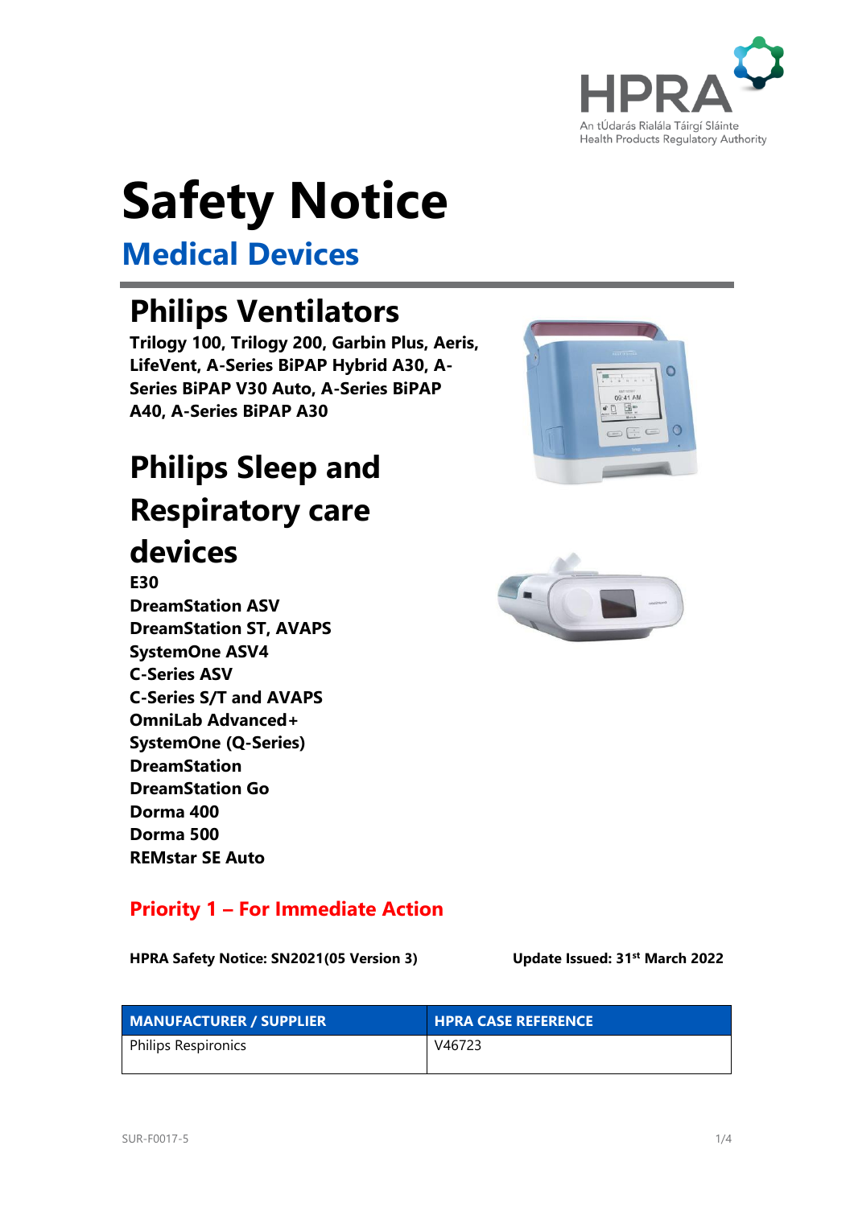# Safety Notice

## Medical Devices

## Philips Ventilators

**Trilogy 100, Trilogy 200, Garbin Plus, Aeris, LifeVent, A-Series BiPAP Hybrid A30, A-Series BiPAP V30 Auto, A-Series BiPAP A40, A-Series BiPAP A30**

## Philips Sleep and Respiratory care devices

**E30**
**DreamStation ASV**
**DreamStation ST, AVAPS**
**SystemOne ASV4**
**C-Series ASV**
**C-Series S/T and AVAPS**
**OmniLab Advanced+**
**SystemOne (Q-Series)**
**DreamStation**
**DreamStation Go**
**Dorma 400**
**Dorma 500**
**REMstar SE Auto**

### Priority 1 – For Immediate Action

**HPRA Safety Notice: SN2021(05 Version 3)** **Update Issued: 31st March 2022**

| MANUFACTURER / SUPPLIER | HPRA CASE REFERENCE |
| --- | --- |
| Philips Respironics | V46723 |

SUR-F0017-5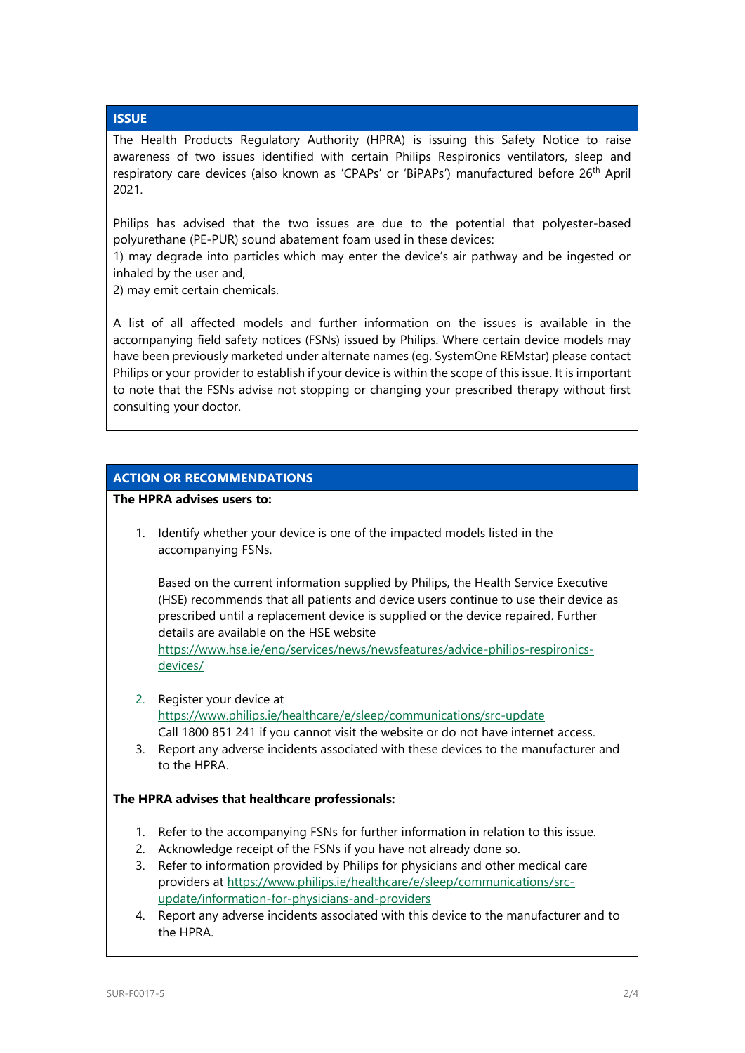## ISSUE

The Health Products Regulatory Authority (HPRA) is issuing this Safety Notice to raise awareness of two issues identified with certain Philips Respironics ventilators, sleep and respiratory care devices (also known as 'CPAPs' or 'BiPAPs') manufactured before 26th April 2021.

Philips has advised that the two issues are due to the potential that polyester-based polyurethane (PE-PUR) sound abatement foam used in these devices:
1) may degrade into particles which may enter the device's air pathway and be ingested or inhaled by the user and,
2) may emit certain chemicals.

A list of all affected models and further information on the issues is available in the accompanying field safety notices (FSNs) issued by Philips. Where certain device models may have been previously marketed under alternate names (eg. SystemOne REMstar) please contact Philips or your provider to establish if your device is within the scope of this issue. It is important to note that the FSNs advise not stopping or changing your prescribed therapy without first consulting your doctor.

## ACTION OR RECOMMENDATIONS

**The HPRA advises users to:**

1. Identify whether your device is one of the impacted models listed in the accompanying FSNs.

   Based on the current information supplied by Philips, the Health Service Executive (HSE) recommends that all patients and device users continue to use their device as prescribed until a replacement device is supplied or the device repaired. Further details are available on the HSE website https://www.hse.ie/eng/services/news/newsfeatures/advice-philips-respironics-devices/

2. Register your device at https://www.philips.ie/healthcare/e/sleep/communications/src-update
   Call 1800 851 241 if you cannot visit the website or do not have internet access.
3. Report any adverse incidents associated with these devices to the manufacturer and to the HPRA.

**The HPRA advises that healthcare professionals:**

1. Refer to the accompanying FSNs for further information in relation to this issue.
2. Acknowledge receipt of the FSNs if you have not already done so.
3. Refer to information provided by Philips for physicians and other medical care providers at https://www.philips.ie/healthcare/e/sleep/communications/src-update/information-for-physicians-and-providers
4. Report any adverse incidents associated with this device to the manufacturer and to the HPRA.

SUR-F0017-5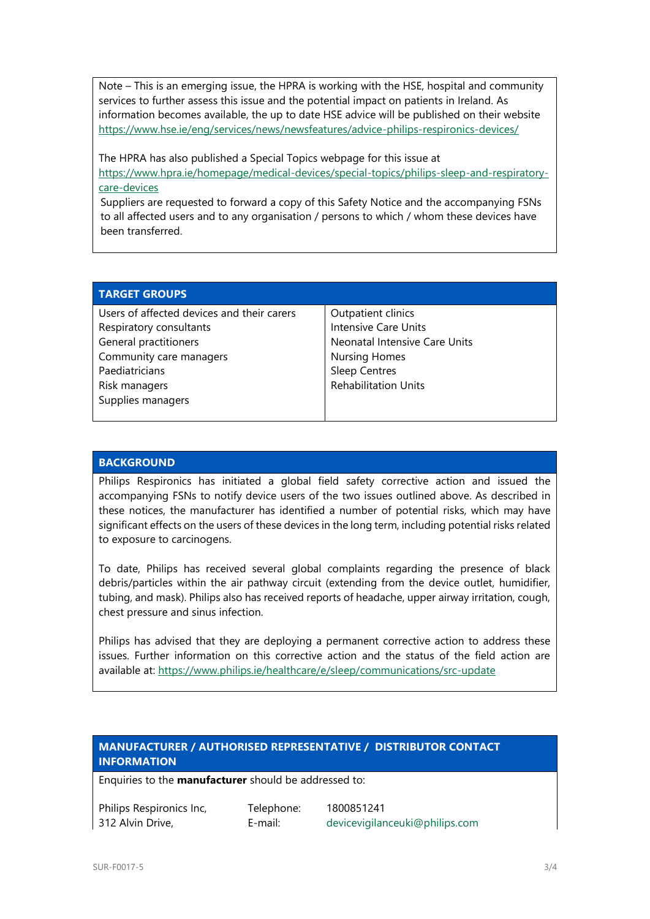Note – This is an emerging issue, the HPRA is working with the HSE, hospital and community services to further assess this issue and the potential impact on patients in Ireland. As information becomes available, the up to date HSE advice will be published on their website https://www.hse.ie/eng/services/news/newsfeatures/advice-philips-respironics-devices/

The HPRA has also published a Special Topics webpage for this issue at https://www.hpra.ie/homepage/medical-devices/special-topics/philips-sleep-and-respiratory-care-devices

Suppliers are requested to forward a copy of this Safety Notice and the accompanying FSNs to all affected users and to any organisation / persons to which / whom these devices have been transferred.

## TARGET GROUPS

| | |
|---|---|
| Users of affected devices and their carers | Outpatient clinics |
| Respiratory consultants | Intensive Care Units |
| General practitioners | Neonatal Intensive Care Units |
| Community care managers | Nursing Homes |
| Paediatricians | Sleep Centres |
| Risk managers | Rehabilitation Units |
| Supplies managers | |

## BACKGROUND

Philips Respironics has initiated a global field safety corrective action and issued the accompanying FSNs to notify device users of the two issues outlined above. As described in these notices, the manufacturer has identified a number of potential risks, which may have significant effects on the users of these devices in the long term, including potential risks related to exposure to carcinogens.

To date, Philips has received several global complaints regarding the presence of black debris/particles within the air pathway circuit (extending from the device outlet, humidifier, tubing, and mask). Philips also has received reports of headache, upper airway irritation, cough, chest pressure and sinus infection.

Philips has advised that they are deploying a permanent corrective action to address these issues. Further information on this corrective action and the status of the field action are available at: https://www.philips.ie/healthcare/e/sleep/communications/src-update

## MANUFACTURER / AUTHORISED REPRESENTATIVE / DISTRIBUTOR CONTACT INFORMATION

Enquiries to the **manufacturer** should be addressed to:

| | | |
|---|---|---|
| Philips Respironics Inc, | Telephone: | 1800851241 |
| 312 Alvin Drive, | E-mail: | devicevigilanceuki@philips.com |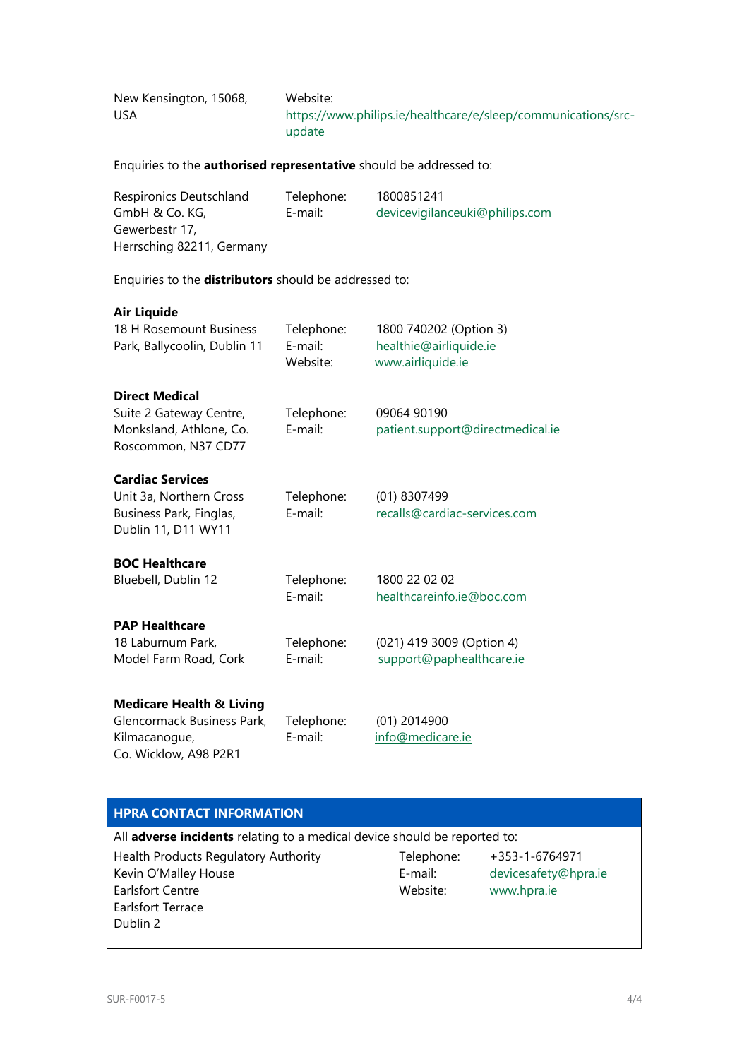| | | |
|---|---|---|
| New Kensington, 15068, USA | Website: | https://www.philips.ie/healthcare/e/sleep/communications/src-update |

Enquiries to the **authorised representative** should be addressed to:

| | | |
|---|---|---|
| Respironics Deutschland GmbH & Co. KG, Gewerbestr 17, Herrsching 82211, Germany | Telephone: | 1800851241 |
| | E-mail: | devicevigilanceuki@philips.com |

Enquiries to the **distributors** should be addressed to:

| | | |
|---|---|---|
| **Air Liquide** | | |
| 18 H Rosemount Business Park, Ballycoolin, Dublin 11 | Telephone: | 1800 740202 (Option 3) |
| | E-mail: | healthie@airliquide.ie |
| | Website: | www.airliquide.ie |
| **Direct Medical** | | |
| Suite 2 Gateway Centre, Monksland, Athlone, Co. Roscommon, N37 CD77 | Telephone: | 09064 90190 |
| | E-mail: | patient.support@directmedical.ie |
| **Cardiac Services** | | |
| Unit 3a, Northern Cross Business Park, Finglas, Dublin 11, D11 WY11 | Telephone: | (01) 8307499 |
| | E-mail: | recalls@cardiac-services.com |
| **BOC Healthcare** | | |
| Bluebell, Dublin 12 | Telephone: | 1800 22 02 02 |
| | E-mail: | healthcareinfo.ie@boc.com |
| **PAP Healthcare** | | |
| 18 Laburnum Park, Model Farm Road, Cork | Telephone: | (021) 419 3009 (Option 4) |
| | E-mail: | support@paphealthcare.ie |
| **Medicare Health & Living** | | |
| Glencormack Business Park, Kilmacanogue, Co. Wicklow, A98 P2R1 | Telephone: | (01) 2014900 |
| | E-mail: | info@medicare.ie |

## HPRA CONTACT INFORMATION

All **adverse incidents** relating to a medical device should be reported to:

| | | |
|---|---|---|
| Health Products Regulatory Authority, Kevin O'Malley House, Earlsfort Centre, Earlsfort Terrace, Dublin 2 | Telephone: | +353-1-6764971 |
| | E-mail: | devicesafety@hpra.ie |
| | Website: | www.hpra.ie |

SUR-F0017-5